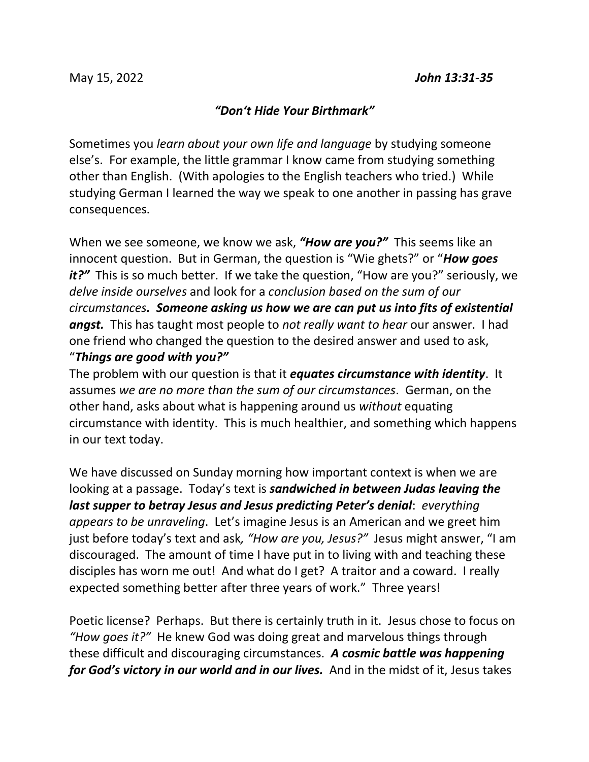May 15, 2022 ***John 13:31-35***

***"Don't Hide Your Birthmark"***

Sometimes you *learn about your own life and language* by studying someone else's. For example, the little grammar I know came from studying something other than English. (With apologies to the English teachers who tried.) While studying German I learned the way we speak to one another in passing has grave consequences.

When we see someone, we know we ask, ***"How are you?"*** This seems like an innocent question. But in German, the question is "Wie ghets?" or "***How goes it?"*** This is so much better. If we take the question, "How are you?" seriously, we *delve inside ourselves* and look for a *conclusion based on the sum of our circumstances*. ***Someone asking us how we are can put us into fits of existential angst.*** This has taught most people to *not really want to hear* our answer. I had one friend who changed the question to the desired answer and used to ask, "***Things are good with you?"***

The problem with our question is that it ***equates circumstance with identity***. It assumes *we are no more than the sum of our circumstances*. German, on the other hand, asks about what is happening around us *without* equating circumstance with identity. This is much healthier, and something which happens in our text today.

We have discussed on Sunday morning how important context is when we are looking at a passage. Today's text is ***sandwiched in between Judas leaving the last supper to betray Jesus and Jesus predicting Peter's denial***: *everything appears to be unraveling*. Let's imagine Jesus is an American and we greet him just before today's text and ask*, "How are you, Jesus?"* Jesus might answer, "I am discouraged. The amount of time I have put in to living with and teaching these disciples has worn me out! And what do I get? A traitor and a coward. I really expected something better after three years of work." Three years!

Poetic license? Perhaps. But there is certainly truth in it. Jesus chose to focus on *"How goes it?"* He knew God was doing great and marvelous things through these difficult and discouraging circumstances. ***A cosmic battle was happening for God's victory in our world and in our lives.*** And in the midst of it, Jesus takes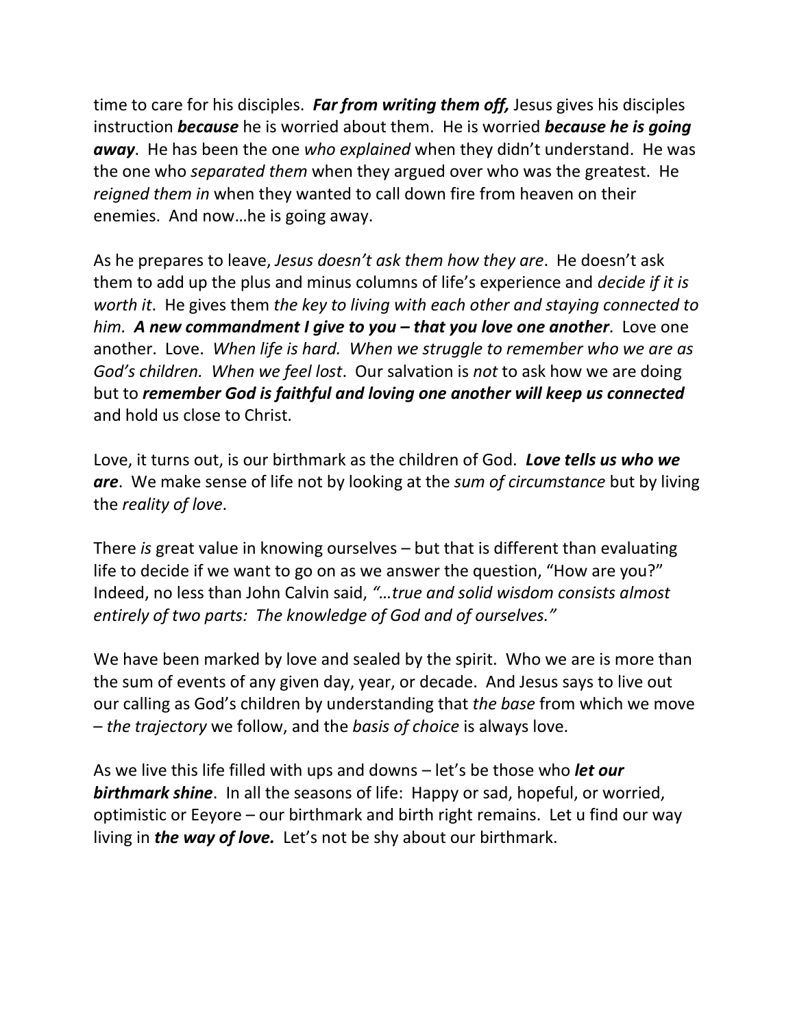time to care for his disciples. ***Far from writing them off,*** Jesus gives his disciples instruction ***because*** he is worried about them. He is worried ***because he is going away***. He has been the one *who explained* when they didn't understand. He was the one who *separated them* when they argued over who was the greatest. He *reigned them in* when they wanted to call down fire from heaven on their enemies. And now…he is going away.

As he prepares to leave, *Jesus doesn't ask them how they are*. He doesn't ask them to add up the plus and minus columns of life's experience and *decide if it is worth it*. He gives them *the key to living with each other and staying connected to him.* ***A new commandment I give to you – that you love one another***. Love one another. Love. *When life is hard. When we struggle to remember who we are as God's children. When we feel lost*. Our salvation is *not* to ask how we are doing but to ***remember God is faithful and loving one another will keep us connected*** and hold us close to Christ.

Love, it turns out, is our birthmark as the children of God. ***Love tells us who we are***. We make sense of life not by looking at the *sum of circumstance* but by living the *reality of love*.

There *is* great value in knowing ourselves – but that is different than evaluating life to decide if we want to go on as we answer the question, "How are you?" Indeed, no less than John Calvin said, *"…true and solid wisdom consists almost entirely of two parts: The knowledge of God and of ourselves."*

We have been marked by love and sealed by the spirit. Who we are is more than the sum of events of any given day, year, or decade. And Jesus says to live out our calling as God's children by understanding that *the base* from which we move – *the trajectory* we follow, and the *basis of choice* is always love.

As we live this life filled with ups and downs – let's be those who ***let our birthmark shine***. In all the seasons of life: Happy or sad, hopeful, or worried, optimistic or Eeyore – our birthmark and birth right remains. Let u find our way living in ***the way of love.*** Let's not be shy about our birthmark.